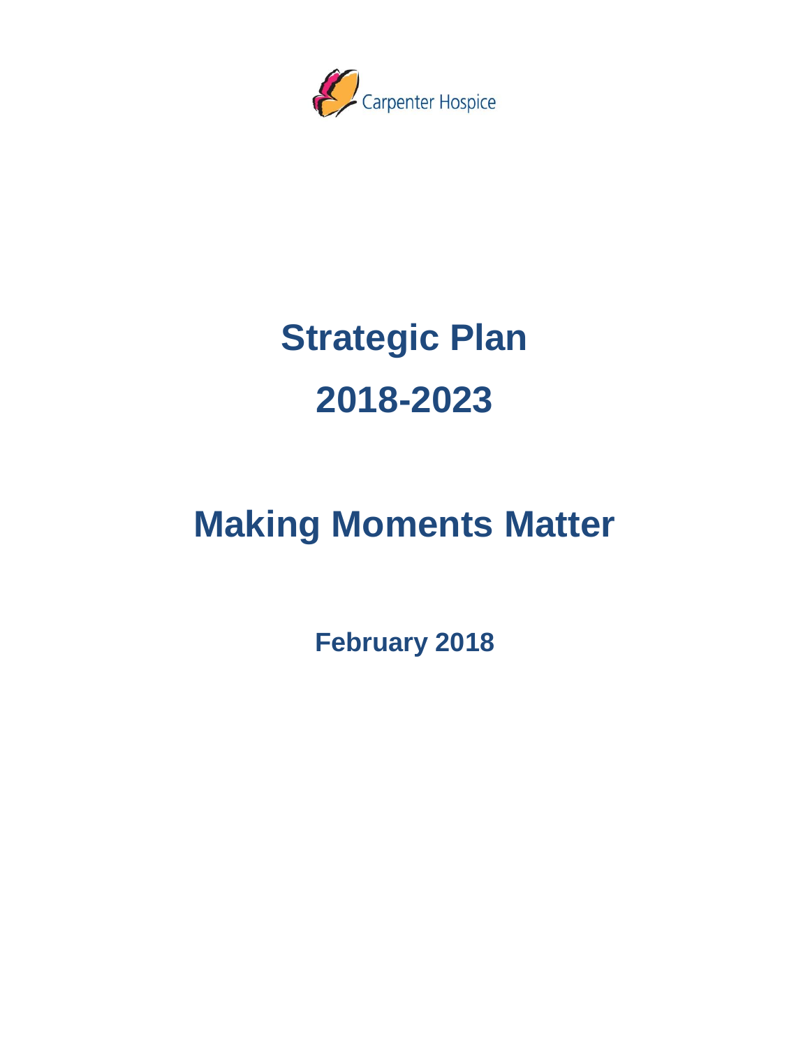Carpenter Hospice

# Strategic Plan

# 2018-2023

# Making Moments Matter

**February 2018**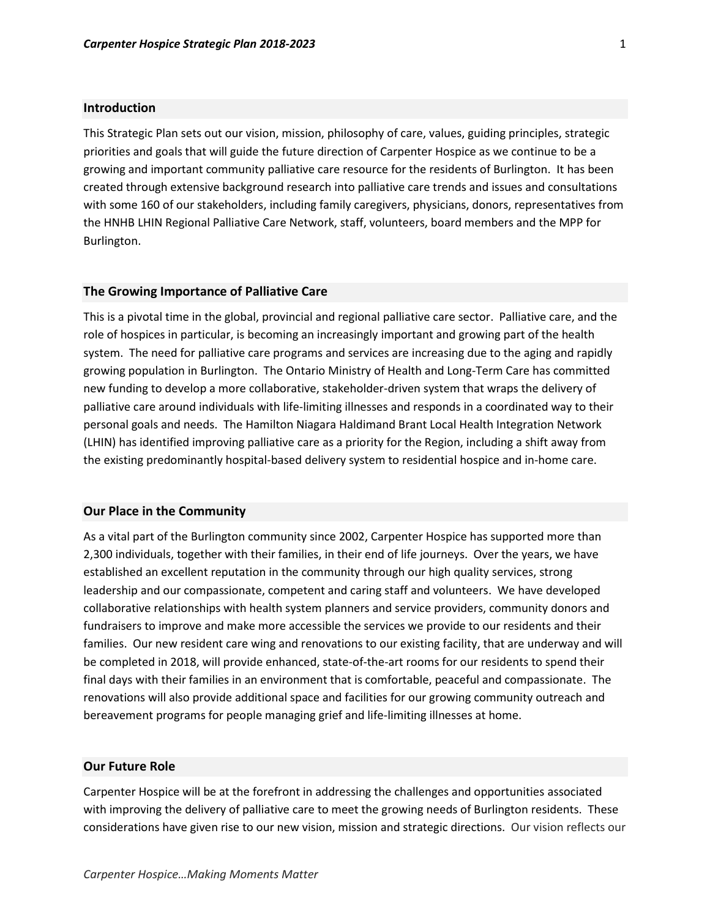## Introduction

This Strategic Plan sets out our vision, mission, philosophy of care, values, guiding principles, strategic priorities and goals that will guide the future direction of Carpenter Hospice as we continue to be a growing and important community palliative care resource for the residents of Burlington. It has been created through extensive background research into palliative care trends and issues and consultations with some 160 of our stakeholders, including family caregivers, physicians, donors, representatives from the HNHB LHIN Regional Palliative Care Network, staff, volunteers, board members and the MPP for Burlington.

## The Growing Importance of Palliative Care

This is a pivotal time in the global, provincial and regional palliative care sector. Palliative care, and the role of hospices in particular, is becoming an increasingly important and growing part of the health system. The need for palliative care programs and services are increasing due to the aging and rapidly growing population in Burlington. The Ontario Ministry of Health and Long-Term Care has committed new funding to develop a more collaborative, stakeholder-driven system that wraps the delivery of palliative care around individuals with life-limiting illnesses and responds in a coordinated way to their personal goals and needs. The Hamilton Niagara Haldimand Brant Local Health Integration Network (LHIN) has identified improving palliative care as a priority for the Region, including a shift away from the existing predominantly hospital-based delivery system to residential hospice and in-home care.

## Our Place in the Community

As a vital part of the Burlington community since 2002, Carpenter Hospice has supported more than 2,300 individuals, together with their families, in their end of life journeys. Over the years, we have established an excellent reputation in the community through our high quality services, strong leadership and our compassionate, competent and caring staff and volunteers. We have developed collaborative relationships with health system planners and service providers, community donors and fundraisers to improve and make more accessible the services we provide to our residents and their families. Our new resident care wing and renovations to our existing facility, that are underway and will be completed in 2018, will provide enhanced, state-of-the-art rooms for our residents to spend their final days with their families in an environment that is comfortable, peaceful and compassionate. The renovations will also provide additional space and facilities for our growing community outreach and bereavement programs for people managing grief and life-limiting illnesses at home.

## Our Future Role

Carpenter Hospice will be at the forefront in addressing the challenges and opportunities associated with improving the delivery of palliative care to meet the growing needs of Burlington residents. These considerations have given rise to our new vision, mission and strategic directions. Our vision reflects our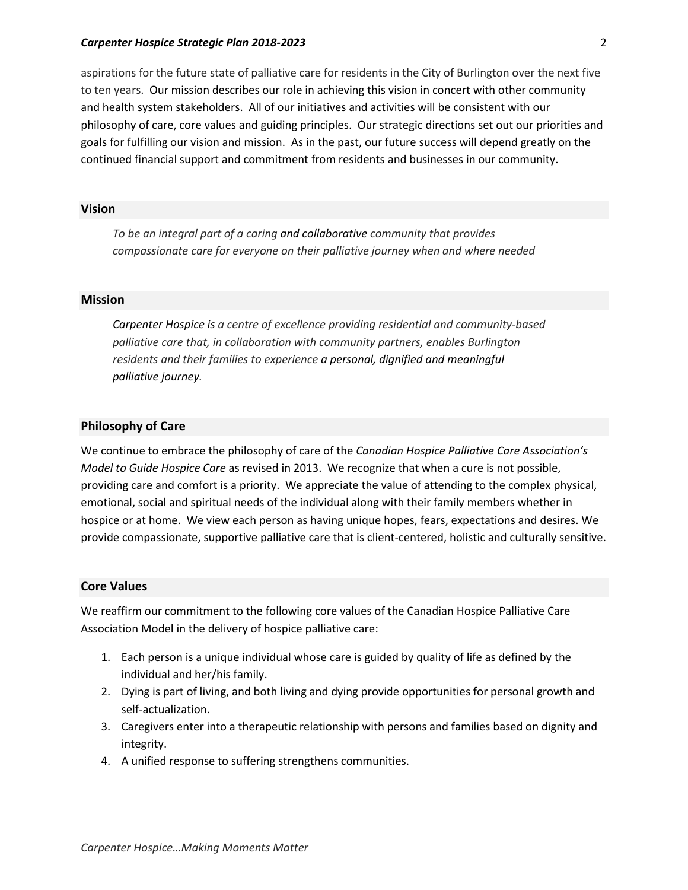aspirations for the future state of palliative care for residents in the City of Burlington over the next five to ten years. Our mission describes our role in achieving this vision in concert with other community and health system stakeholders. All of our initiatives and activities will be consistent with our philosophy of care, core values and guiding principles. Our strategic directions set out our priorities and goals for fulfilling our vision and mission. As in the past, our future success will depend greatly on the continued financial support and commitment from residents and businesses in our community.

## Vision

*To be an integral part of a caring and collaborative community that provides compassionate care for everyone on their palliative journey when and where needed*

## Mission

*Carpenter Hospice is a centre of excellence providing residential and community-based palliative care that, in collaboration with community partners, enables Burlington residents and their families to experience a personal, dignified and meaningful palliative journey.*

## Philosophy of Care

We continue to embrace the philosophy of care of the *Canadian Hospice Palliative Care Association's Model to Guide Hospice Care* as revised in 2013. We recognize that when a cure is not possible, providing care and comfort is a priority. We appreciate the value of attending to the complex physical, emotional, social and spiritual needs of the individual along with their family members whether in hospice or at home. We view each person as having unique hopes, fears, expectations and desires. We provide compassionate, supportive palliative care that is client-centered, holistic and culturally sensitive.

## Core Values

We reaffirm our commitment to the following core values of the Canadian Hospice Palliative Care Association Model in the delivery of hospice palliative care:

1. Each person is a unique individual whose care is guided by quality of life as defined by the individual and her/his family.
2. Dying is part of living, and both living and dying provide opportunities for personal growth and self-actualization.
3. Caregivers enter into a therapeutic relationship with persons and families based on dignity and integrity.
4. A unified response to suffering strengthens communities.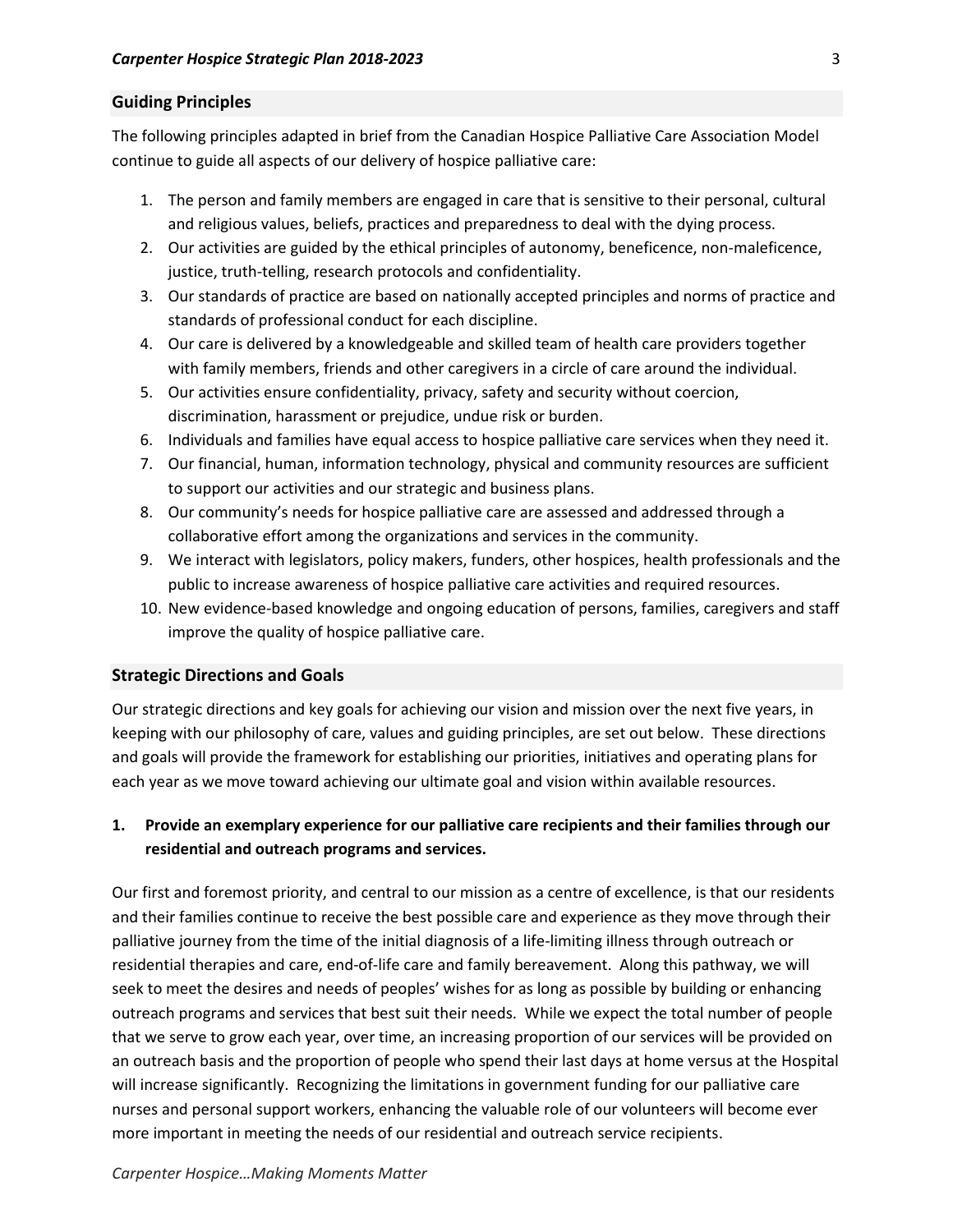## Guiding Principles

The following principles adapted in brief from the Canadian Hospice Palliative Care Association Model continue to guide all aspects of our delivery of hospice palliative care:

1. The person and family members are engaged in care that is sensitive to their personal, cultural and religious values, beliefs, practices and preparedness to deal with the dying process.
2. Our activities are guided by the ethical principles of autonomy, beneficence, non-maleficence, justice, truth-telling, research protocols and confidentiality.
3. Our standards of practice are based on nationally accepted principles and norms of practice and standards of professional conduct for each discipline.
4. Our care is delivered by a knowledgeable and skilled team of health care providers together with family members, friends and other caregivers in a circle of care around the individual.
5. Our activities ensure confidentiality, privacy, safety and security without coercion, discrimination, harassment or prejudice, undue risk or burden.
6. Individuals and families have equal access to hospice palliative care services when they need it.
7. Our financial, human, information technology, physical and community resources are sufficient to support our activities and our strategic and business plans.
8. Our community's needs for hospice palliative care are assessed and addressed through a collaborative effort among the organizations and services in the community.
9. We interact with legislators, policy makers, funders, other hospices, health professionals and the public to increase awareness of hospice palliative care activities and required resources.
10. New evidence-based knowledge and ongoing education of persons, families, caregivers and staff improve the quality of hospice palliative care.

## Strategic Directions and Goals

Our strategic directions and key goals for achieving our vision and mission over the next five years, in keeping with our philosophy of care, values and guiding principles, are set out below. These directions and goals will provide the framework for establishing our priorities, initiatives and operating plans for each year as we move toward achieving our ultimate goal and vision within available resources.

### 1. Provide an exemplary experience for our palliative care recipients and their families through our residential and outreach programs and services.

Our first and foremost priority, and central to our mission as a centre of excellence, is that our residents and their families continue to receive the best possible care and experience as they move through their palliative journey from the time of the initial diagnosis of a life-limiting illness through outreach or residential therapies and care, end-of-life care and family bereavement. Along this pathway, we will seek to meet the desires and needs of peoples' wishes for as long as possible by building or enhancing outreach programs and services that best suit their needs. While we expect the total number of people that we serve to grow each year, over time, an increasing proportion of our services will be provided on an outreach basis and the proportion of people who spend their last days at home versus at the Hospital will increase significantly. Recognizing the limitations in government funding for our palliative care nurses and personal support workers, enhancing the valuable role of our volunteers will become ever more important in meeting the needs of our residential and outreach service recipients.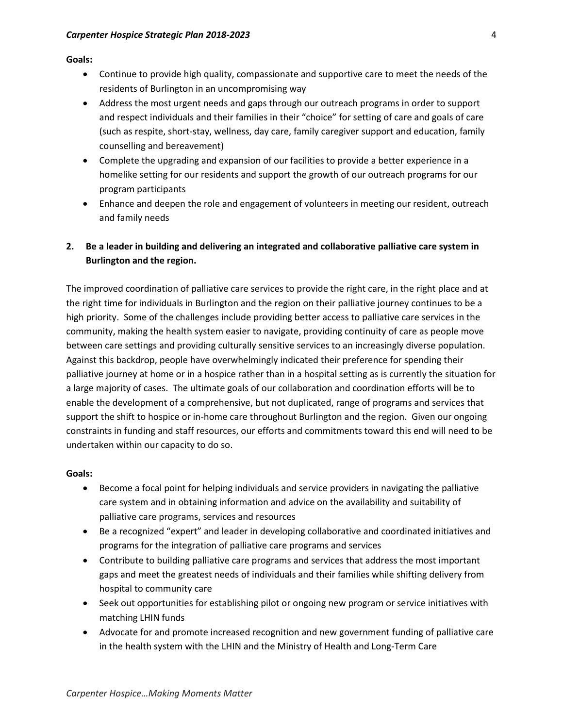**Goals:**

- Continue to provide high quality, compassionate and supportive care to meet the needs of the residents of Burlington in an uncompromising way
- Address the most urgent needs and gaps through our outreach programs in order to support and respect individuals and their families in their "choice" for setting of care and goals of care (such as respite, short-stay, wellness, day care, family caregiver support and education, family counselling and bereavement)
- Complete the upgrading and expansion of our facilities to provide a better experience in a homelike setting for our residents and support the growth of our outreach programs for our program participants
- Enhance and deepen the role and engagement of volunteers in meeting our resident, outreach and family needs

## 2. Be a leader in building and delivering an integrated and collaborative palliative care system in Burlington and the region.

The improved coordination of palliative care services to provide the right care, in the right place and at the right time for individuals in Burlington and the region on their palliative journey continues to be a high priority. Some of the challenges include providing better access to palliative care services in the community, making the health system easier to navigate, providing continuity of care as people move between care settings and providing culturally sensitive services to an increasingly diverse population. Against this backdrop, people have overwhelmingly indicated their preference for spending their palliative journey at home or in a hospice rather than in a hospital setting as is currently the situation for a large majority of cases. The ultimate goals of our collaboration and coordination efforts will be to enable the development of a comprehensive, but not duplicated, range of programs and services that support the shift to hospice or in-home care throughout Burlington and the region. Given our ongoing constraints in funding and staff resources, our efforts and commitments toward this end will need to be undertaken within our capacity to do so.

**Goals:**

- Become a focal point for helping individuals and service providers in navigating the palliative care system and in obtaining information and advice on the availability and suitability of palliative care programs, services and resources
- Be a recognized "expert" and leader in developing collaborative and coordinated initiatives and programs for the integration of palliative care programs and services
- Contribute to building palliative care programs and services that address the most important gaps and meet the greatest needs of individuals and their families while shifting delivery from hospital to community care
- Seek out opportunities for establishing pilot or ongoing new program or service initiatives with matching LHIN funds
- Advocate for and promote increased recognition and new government funding of palliative care in the health system with the LHIN and the Ministry of Health and Long-Term Care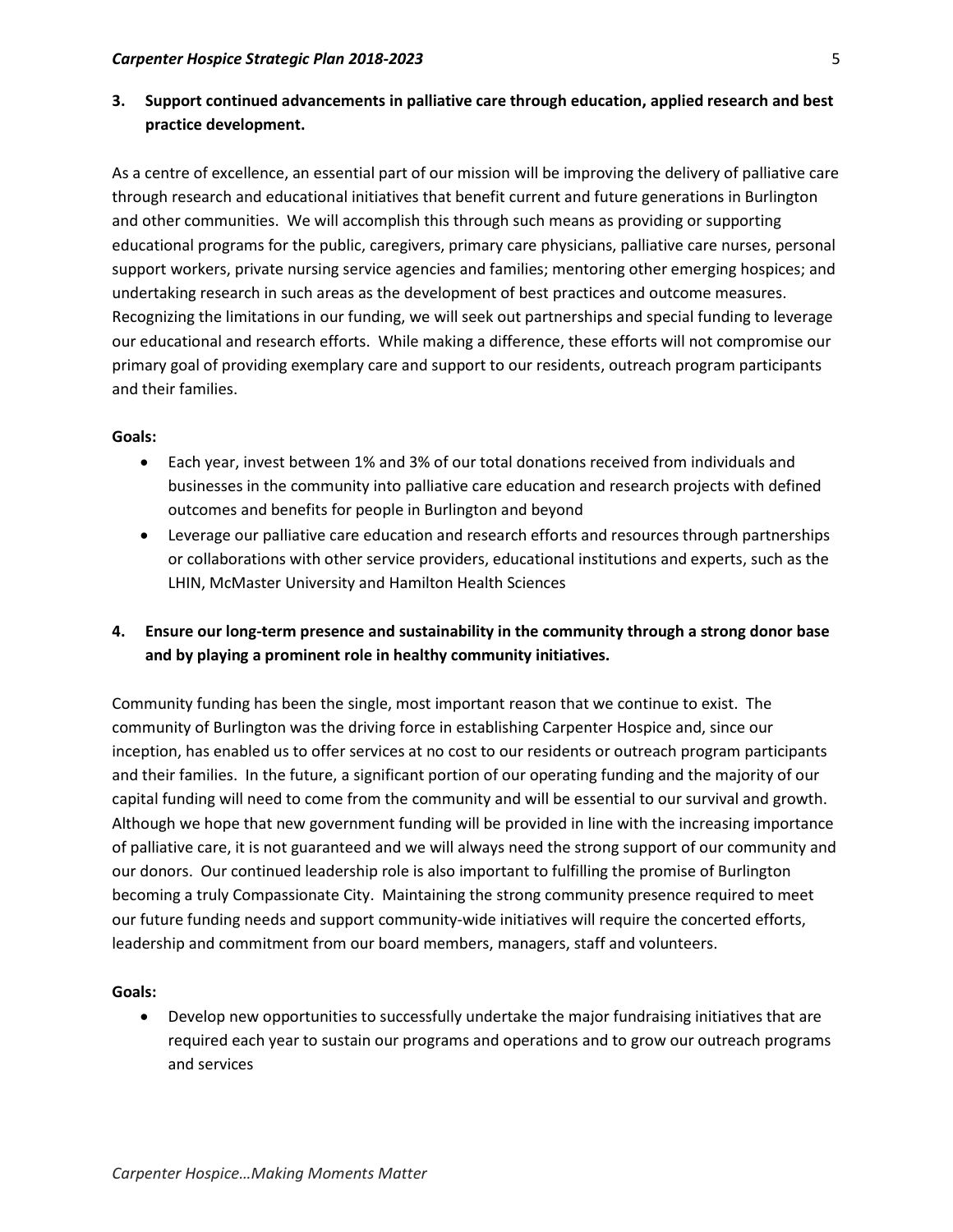**3. Support continued advancements in palliative care through education, applied research and best practice development.**

As a centre of excellence, an essential part of our mission will be improving the delivery of palliative care through research and educational initiatives that benefit current and future generations in Burlington and other communities. We will accomplish this through such means as providing or supporting educational programs for the public, caregivers, primary care physicians, palliative care nurses, personal support workers, private nursing service agencies and families; mentoring other emerging hospices; and undertaking research in such areas as the development of best practices and outcome measures. Recognizing the limitations in our funding, we will seek out partnerships and special funding to leverage our educational and research efforts. While making a difference, these efforts will not compromise our primary goal of providing exemplary care and support to our residents, outreach program participants and their families.

**Goals:**

- Each year, invest between 1% and 3% of our total donations received from individuals and businesses in the community into palliative care education and research projects with defined outcomes and benefits for people in Burlington and beyond
- Leverage our palliative care education and research efforts and resources through partnerships or collaborations with other service providers, educational institutions and experts, such as the LHIN, McMaster University and Hamilton Health Sciences

**4. Ensure our long-term presence and sustainability in the community through a strong donor base and by playing a prominent role in healthy community initiatives.**

Community funding has been the single, most important reason that we continue to exist. The community of Burlington was the driving force in establishing Carpenter Hospice and, since our inception, has enabled us to offer services at no cost to our residents or outreach program participants and their families. In the future, a significant portion of our operating funding and the majority of our capital funding will need to come from the community and will be essential to our survival and growth. Although we hope that new government funding will be provided in line with the increasing importance of palliative care, it is not guaranteed and we will always need the strong support of our community and our donors. Our continued leadership role is also important to fulfilling the promise of Burlington becoming a truly Compassionate City. Maintaining the strong community presence required to meet our future funding needs and support community-wide initiatives will require the concerted efforts, leadership and commitment from our board members, managers, staff and volunteers.

**Goals:**

- Develop new opportunities to successfully undertake the major fundraising initiatives that are required each year to sustain our programs and operations and to grow our outreach programs and services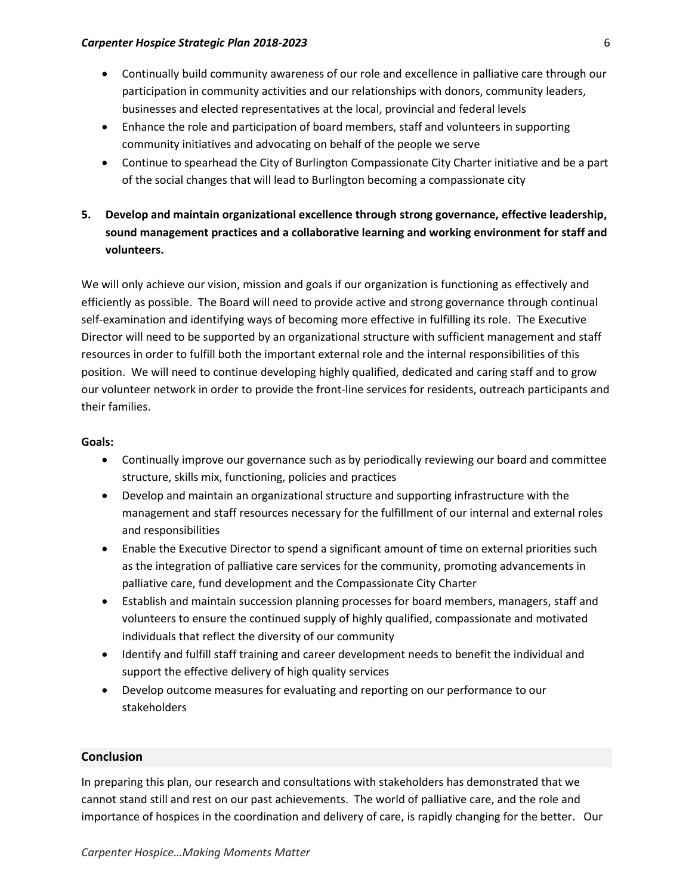- Continually build community awareness of our role and excellence in palliative care through our participation in community activities and our relationships with donors, community leaders, businesses and elected representatives at the local, provincial and federal levels
- Enhance the role and participation of board members, staff and volunteers in supporting community initiatives and advocating on behalf of the people we serve
- Continue to spearhead the City of Burlington Compassionate City Charter initiative and be a part of the social changes that will lead to Burlington becoming a compassionate city

**5. Develop and maintain organizational excellence through strong governance, effective leadership, sound management practices and a collaborative learning and working environment for staff and volunteers.**

We will only achieve our vision, mission and goals if our organization is functioning as effectively and efficiently as possible. The Board will need to provide active and strong governance through continual self-examination and identifying ways of becoming more effective in fulfilling its role. The Executive Director will need to be supported by an organizational structure with sufficient management and staff resources in order to fulfill both the important external role and the internal responsibilities of this position. We will need to continue developing highly qualified, dedicated and caring staff and to grow our volunteer network in order to provide the front-line services for residents, outreach participants and their families.

**Goals:**

- Continually improve our governance such as by periodically reviewing our board and committee structure, skills mix, functioning, policies and practices
- Develop and maintain an organizational structure and supporting infrastructure with the management and staff resources necessary for the fulfillment of our internal and external roles and responsibilities
- Enable the Executive Director to spend a significant amount of time on external priorities such as the integration of palliative care services for the community, promoting advancements in palliative care, fund development and the Compassionate City Charter
- Establish and maintain succession planning processes for board members, managers, staff and volunteers to ensure the continued supply of highly qualified, compassionate and motivated individuals that reflect the diversity of our community
- Identify and fulfill staff training and career development needs to benefit the individual and support the effective delivery of high quality services
- Develop outcome measures for evaluating and reporting on our performance to our stakeholders

## Conclusion

In preparing this plan, our research and consultations with stakeholders has demonstrated that we cannot stand still and rest on our past achievements. The world of palliative care, and the role and importance of hospices in the coordination and delivery of care, is rapidly changing for the better. Our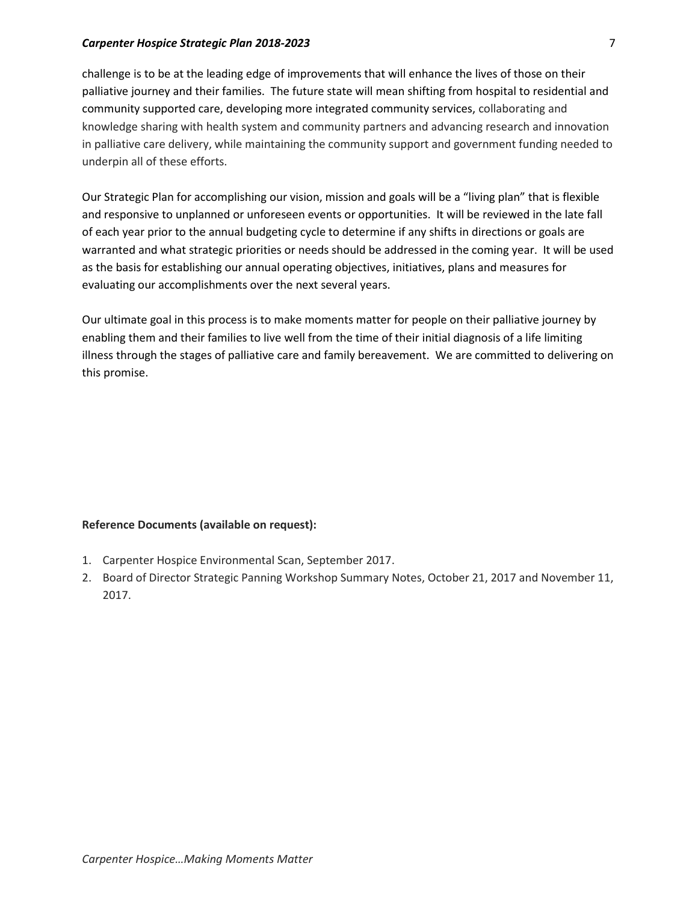challenge is to be at the leading edge of improvements that will enhance the lives of those on their palliative journey and their families. The future state will mean shifting from hospital to residential and community supported care, developing more integrated community services, collaborating and knowledge sharing with health system and community partners and advancing research and innovation in palliative care delivery, while maintaining the community support and government funding needed to underpin all of these efforts.

Our Strategic Plan for accomplishing our vision, mission and goals will be a "living plan" that is flexible and responsive to unplanned or unforeseen events or opportunities. It will be reviewed in the late fall of each year prior to the annual budgeting cycle to determine if any shifts in directions or goals are warranted and what strategic priorities or needs should be addressed in the coming year. It will be used as the basis for establishing our annual operating objectives, initiatives, plans and measures for evaluating our accomplishments over the next several years.

Our ultimate goal in this process is to make moments matter for people on their palliative journey by enabling them and their families to live well from the time of their initial diagnosis of a life limiting illness through the stages of palliative care and family bereavement. We are committed to delivering on this promise.

**Reference Documents (available on request):**

1. Carpenter Hospice Environmental Scan, September 2017.
2. Board of Director Strategic Panning Workshop Summary Notes, October 21, 2017 and November 11, 2017.